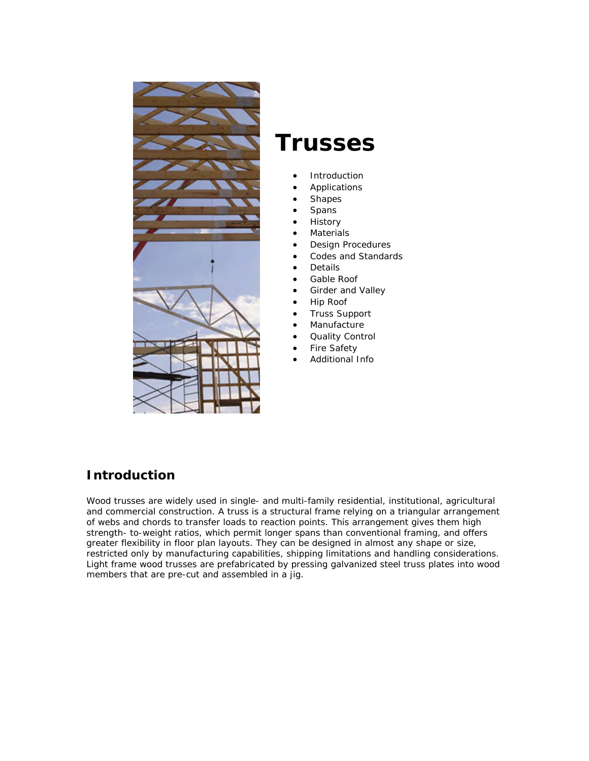# Trusses

- Introduction
- Applications
- Shapes
- Spans
- History
- Materials
- Design Procedures
- Codes and Standards
- Details
- Gable Roof
- Girder and Valley
- Hip Roof
- Truss Support
- Manufacture
- Quality Control
- Fire Safety
- Additional Info

## Introduction

Wood trusses are widely used in single- and multi-family residential, institutional, agricultural and commercial construction. A truss is a structural frame relying on a triangular arrangement of webs and chords to transfer loads to reaction points. This arrangement gives them high strength- to-weight ratios, which permit longer spans than conventional framing, and offers greater flexibility in floor plan layouts. They can be designed in almost any shape or size, restricted only by manufacturing capabilities, shipping limitations and handling considerations. Light frame wood trusses are prefabricated by pressing galvanized steel truss plates into wood members that are pre-cut and assembled in a jig.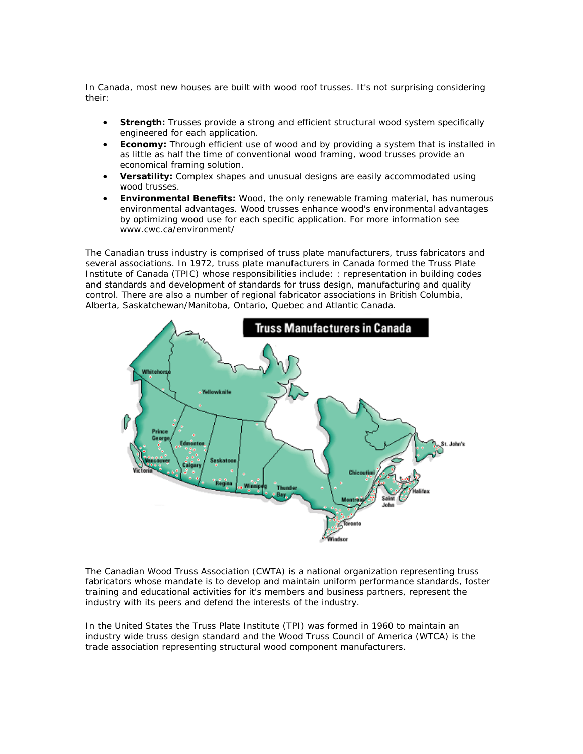In Canada, most new houses are built with wood roof trusses. It's not surprising considering their:

- **Strength:** Trusses provide a strong and efficient structural wood system specifically engineered for each application.
- **Economy:** Through efficient use of wood and by providing a system that is installed in as little as half the time of conventional wood framing, wood trusses provide an economical framing solution.
- **Versatility:** Complex shapes and unusual designs are easily accommodated using wood trusses.
- **Environmental Benefits:** Wood, the only renewable framing material, has numerous environmental advantages. Wood trusses enhance wood's environmental advantages by optimizing wood use for each specific application. For more information see www.cwc.ca/environment/

The Canadian truss industry is comprised of truss plate manufacturers, truss fabricators and several associations. In 1972, truss plate manufacturers in Canada formed the Truss Plate Institute of Canada (TPIC) whose responsibilities include: : representation in building codes and standards and development of standards for truss design, manufacturing and quality control. There are also a number of regional fabricator associations in British Columbia, Alberta, Saskatchewan/Manitoba, Ontario, Quebec and Atlantic Canada.

The Canadian Wood Truss Association (CWTA) is a national organization representing truss fabricators whose mandate is to develop and maintain uniform performance standards, foster training and educational activities for it's members and business partners, represent the industry with its peers and defend the interests of the industry.

In the United States the Truss Plate Institute (TPI) was formed in 1960 to maintain an industry wide truss design standard and the Wood Truss Council of America (WTCA) is the trade association representing structural wood component manufacturers.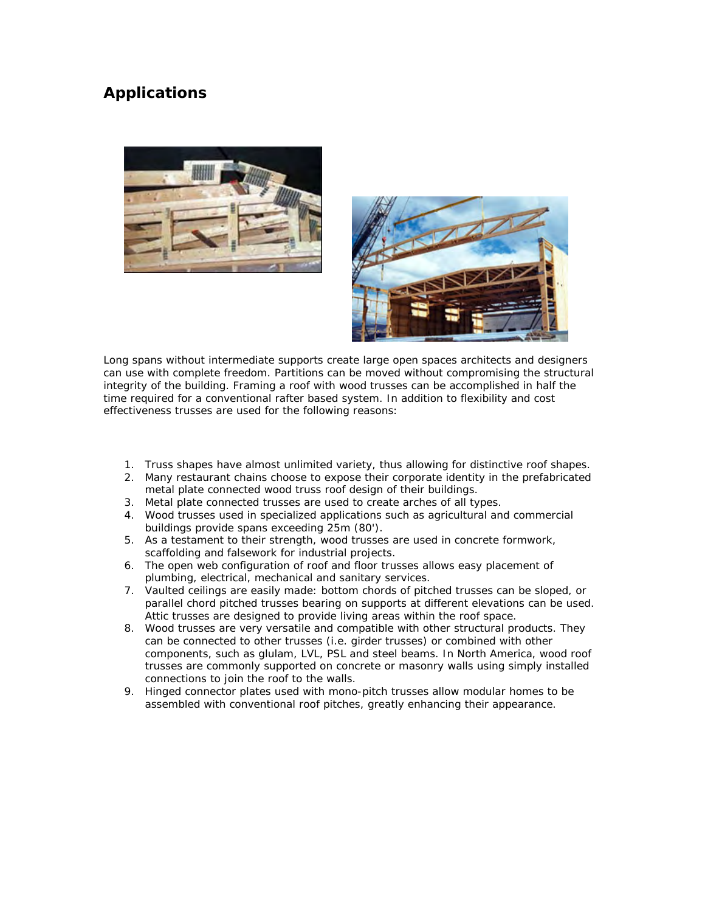## Applications

Long spans without intermediate supports create large open spaces architects and designers can use with complete freedom. Partitions can be moved without compromising the structural integrity of the building. Framing a roof with wood trusses can be accomplished in half the time required for a conventional rafter based system. In addition to flexibility and cost effectiveness trusses are used for the following reasons:

1. Truss shapes have almost unlimited variety, thus allowing for distinctive roof shapes.
2. Many restaurant chains choose to expose their corporate identity in the prefabricated metal plate connected wood truss roof design of their buildings.
3. Metal plate connected trusses are used to create arches of all types.
4. Wood trusses used in specialized applications such as agricultural and commercial buildings provide spans exceeding 25m (80').
5. As a testament to their strength, wood trusses are used in concrete formwork, scaffolding and falsework for industrial projects.
6. The open web configuration of roof and floor trusses allows easy placement of plumbing, electrical, mechanical and sanitary services.
7. Vaulted ceilings are easily made: bottom chords of pitched trusses can be sloped, or parallel chord pitched trusses bearing on supports at different elevations can be used. Attic trusses are designed to provide living areas within the roof space.
8. Wood trusses are very versatile and compatible with other structural products. They can be connected to other trusses (i.e. girder trusses) or combined with other components, such as glulam, LVL, PSL and steel beams. In North America, wood roof trusses are commonly supported on concrete or masonry walls using simply installed connections to join the roof to the walls.
9. Hinged connector plates used with mono-pitch trusses allow modular homes to be assembled with conventional roof pitches, greatly enhancing their appearance.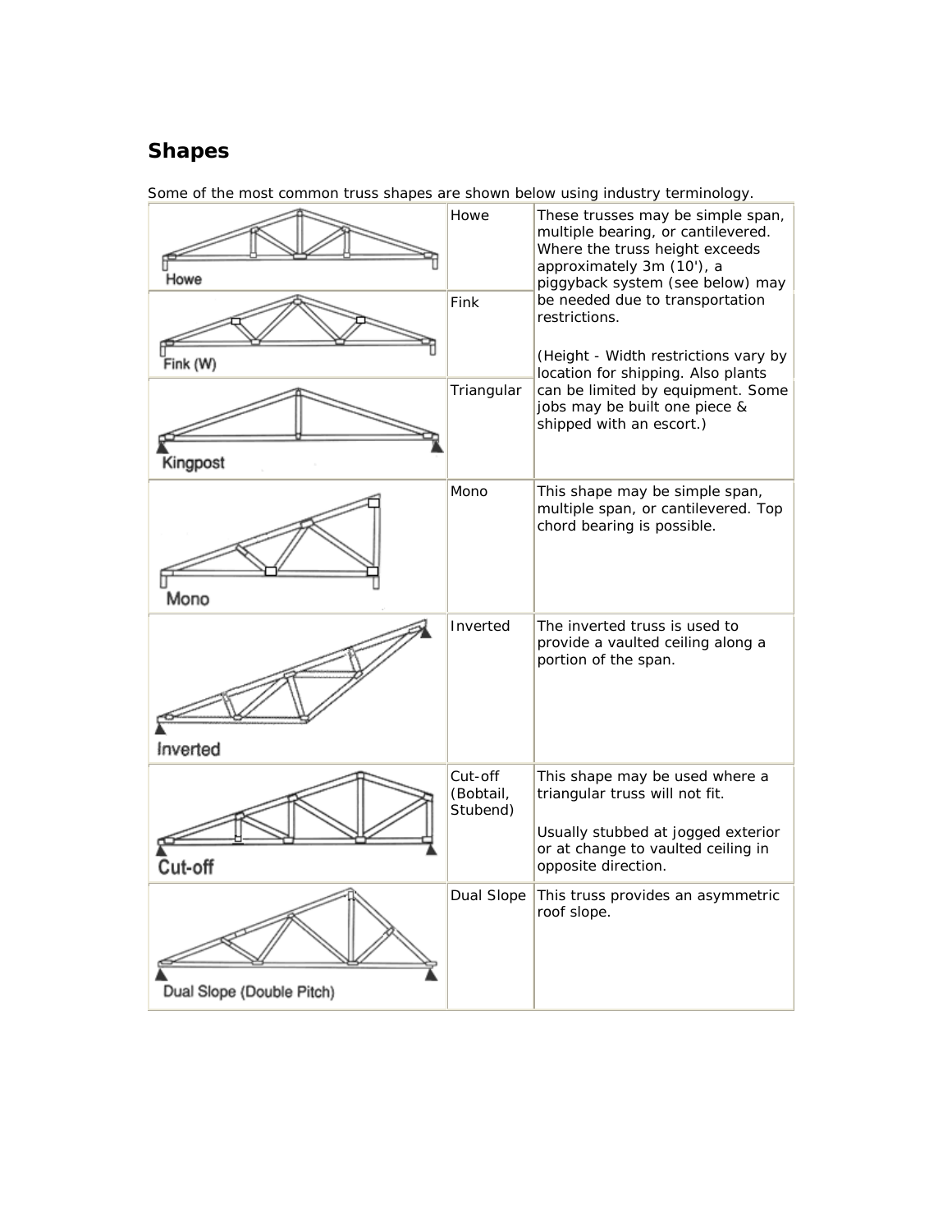## Shapes

Some of the most common truss shapes are shown below using industry terminology.

| Diagram | Name | Description |
|---|---|---|
| Howe | Howe | These trusses may be simple span, multiple bearing, or cantilevered. Where the truss height exceeds approximately 3m (10'), a piggyback system (see below) may be needed due to transportation restrictions. (Height - Width restrictions vary by location for shipping. Also plants can be limited by equipment. Some jobs may be built one piece & shipped with an escort.) |
| Fink (W) | Fink | |
| Kingpost | Triangular | |
| Mono | Mono | This shape may be simple span, multiple span, or cantilevered. Top chord bearing is possible. |
| Inverted | Inverted | The inverted truss is used to provide a vaulted ceiling along a portion of the span. |
| Cut-off | Cut-off (Bobtail, Stubend) | This shape may be used where a triangular truss will not fit. Usually stubbed at jogged exterior or at change to vaulted ceiling in opposite direction. |
| Dual Slope (Double Pitch) | Dual Slope | This truss provides an asymmetric roof slope. |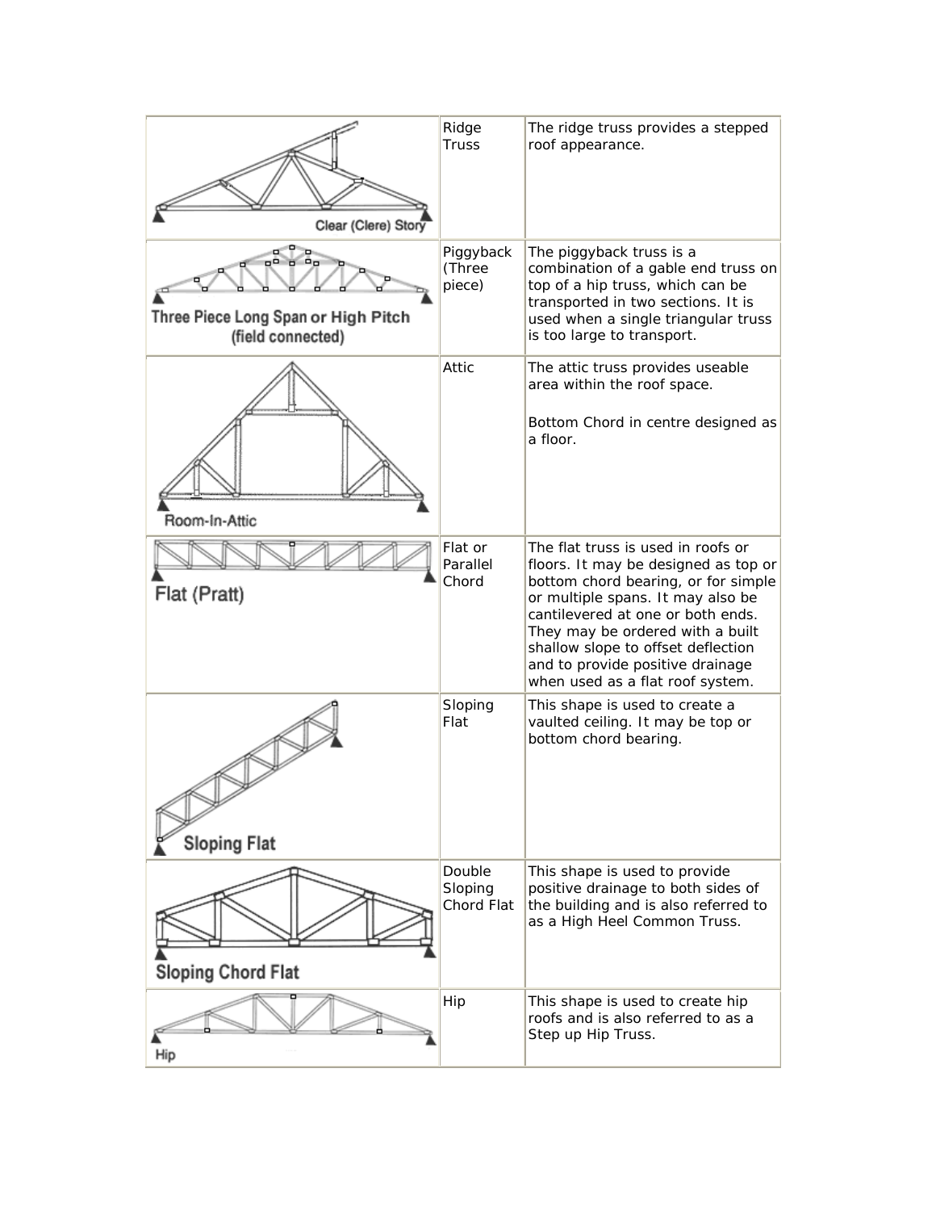| | | |
|---|---|---|
| Clear (Clere) Story | Ridge Truss | The ridge truss provides a stepped roof appearance. |
| Three Piece Long Span or High Pitch (field connected) | Piggyback (Three piece) | The piggyback truss is a combination of a gable end truss on top of a hip truss, which can be transported in two sections. It is used when a single triangular truss is too large to transport. |
| Room-In-Attic | Attic | The attic truss provides useable area within the roof space.<br><br>Bottom Chord in centre designed as a floor. |
| Flat (Pratt) | Flat or Parallel Chord | The flat truss is used in roofs or floors. It may be designed as top or bottom chord bearing, or for simple or multiple spans. It may also be cantilevered at one or both ends. They may be ordered with a built shallow slope to offset deflection and to provide positive drainage when used as a flat roof system. |
| Sloping Flat | Sloping Flat | This shape is used to create a vaulted ceiling. It may be top or bottom chord bearing. |
| Sloping Chord Flat | Double Sloping Chord Flat | This shape is used to provide positive drainage to both sides of the building and is also referred to as a High Heel Common Truss. |
| Hip | Hip | This shape is used to create hip roofs and is also referred to as a Step up Hip Truss. |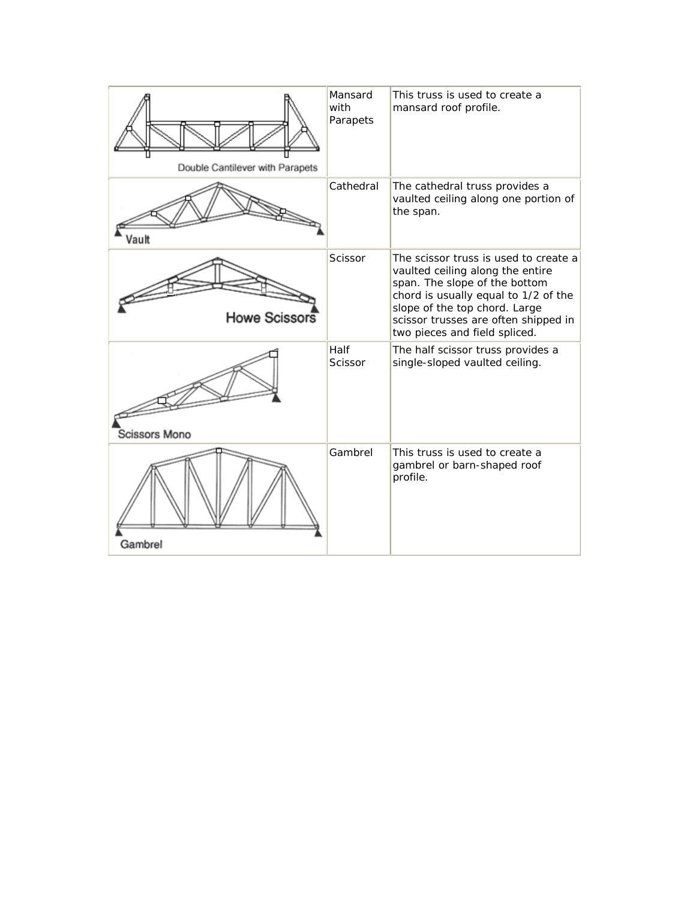| | | |
|---|---|---|
| Double Cantilever with Parapets | Mansard with Parapets | This truss is used to create a mansard roof profile. |
| Vault | Cathedral | The cathedral truss provides a vaulted ceiling along one portion of the span. |
| Howe Scissors | Scissor | The scissor truss is used to create a vaulted ceiling along the entire span. The slope of the bottom chord is usually equal to 1/2 of the slope of the top chord. Large scissor trusses are often shipped in two pieces and field spliced. |
| Scissors Mono | Half Scissor | The half scissor truss provides a single-sloped vaulted ceiling. |
| Gambrel | Gambrel | This truss is used to create a gambrel or barn-shaped roof profile. |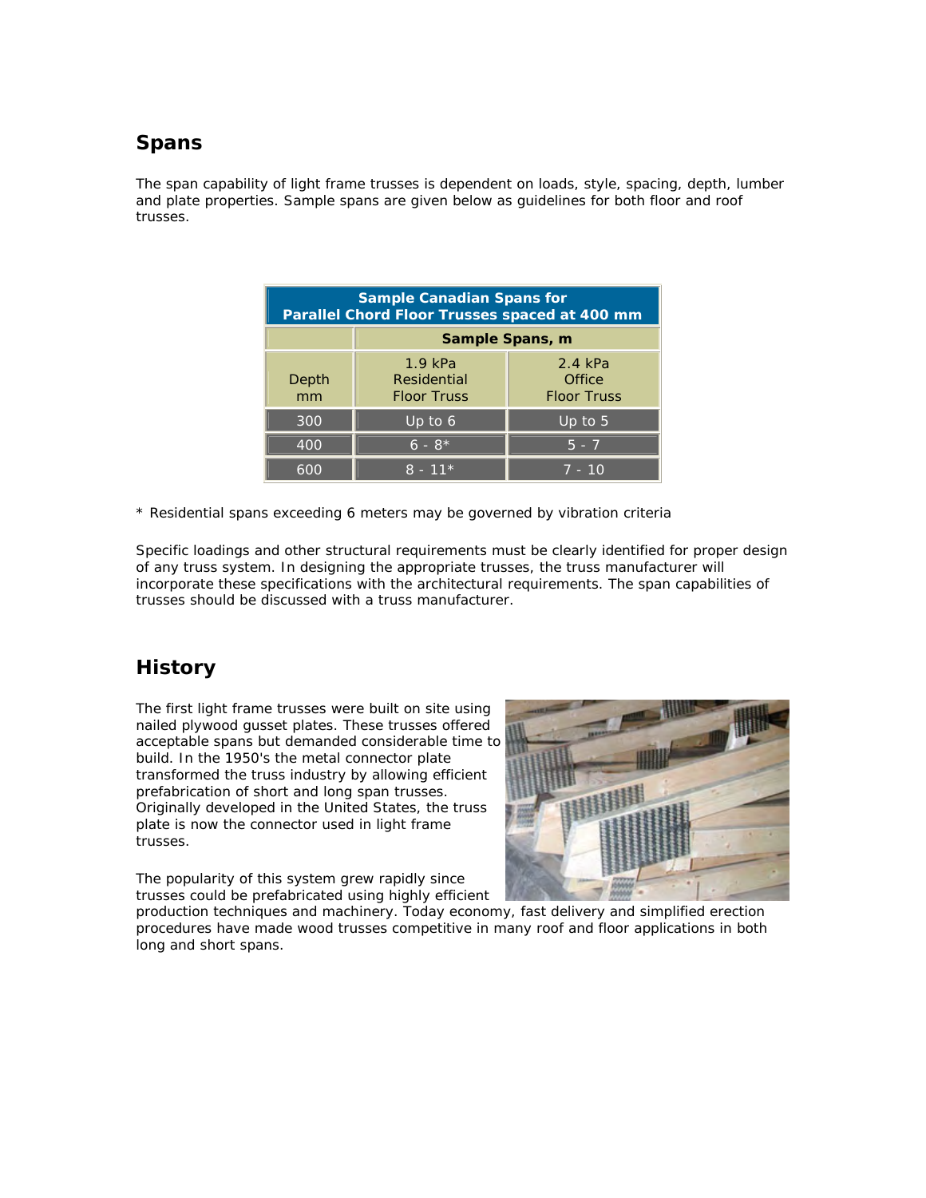## Spans

The span capability of light frame trusses is dependent on loads, style, spacing, depth, lumber and plate properties. Sample spans are given below as guidelines for both floor and roof trusses.

**Sample Canadian Spans for Parallel Chord Floor Trusses spaced at 400 mm**

| | **Sample Spans, m** | |
|---|---|---|
| Depth mm | 1.9 kPa Residential Floor Truss | 2.4 kPa Office Floor Truss |
| 300 | Up to 6 | Up to 5 |
| 400 | 6 - 8* | 5 - 7 |
| 600 | 8 - 11* | 7 - 10 |

* Residential spans exceeding 6 meters may be governed by vibration criteria

Specific loadings and other structural requirements must be clearly identified for proper design of any truss system. In designing the appropriate trusses, the truss manufacturer will incorporate these specifications with the architectural requirements. The span capabilities of trusses should be discussed with a truss manufacturer.

## History

The first light frame trusses were built on site using nailed plywood gusset plates. These trusses offered acceptable spans but demanded considerable time to build. In the 1950's the metal connector plate transformed the truss industry by allowing efficient prefabrication of short and long span trusses. Originally developed in the United States, the truss plate is now the connector used in light frame trusses.

The popularity of this system grew rapidly since trusses could be prefabricated using highly efficient production techniques and machinery. Today economy, fast delivery and simplified erection procedures have made wood trusses competitive in many roof and floor applications in both long and short spans.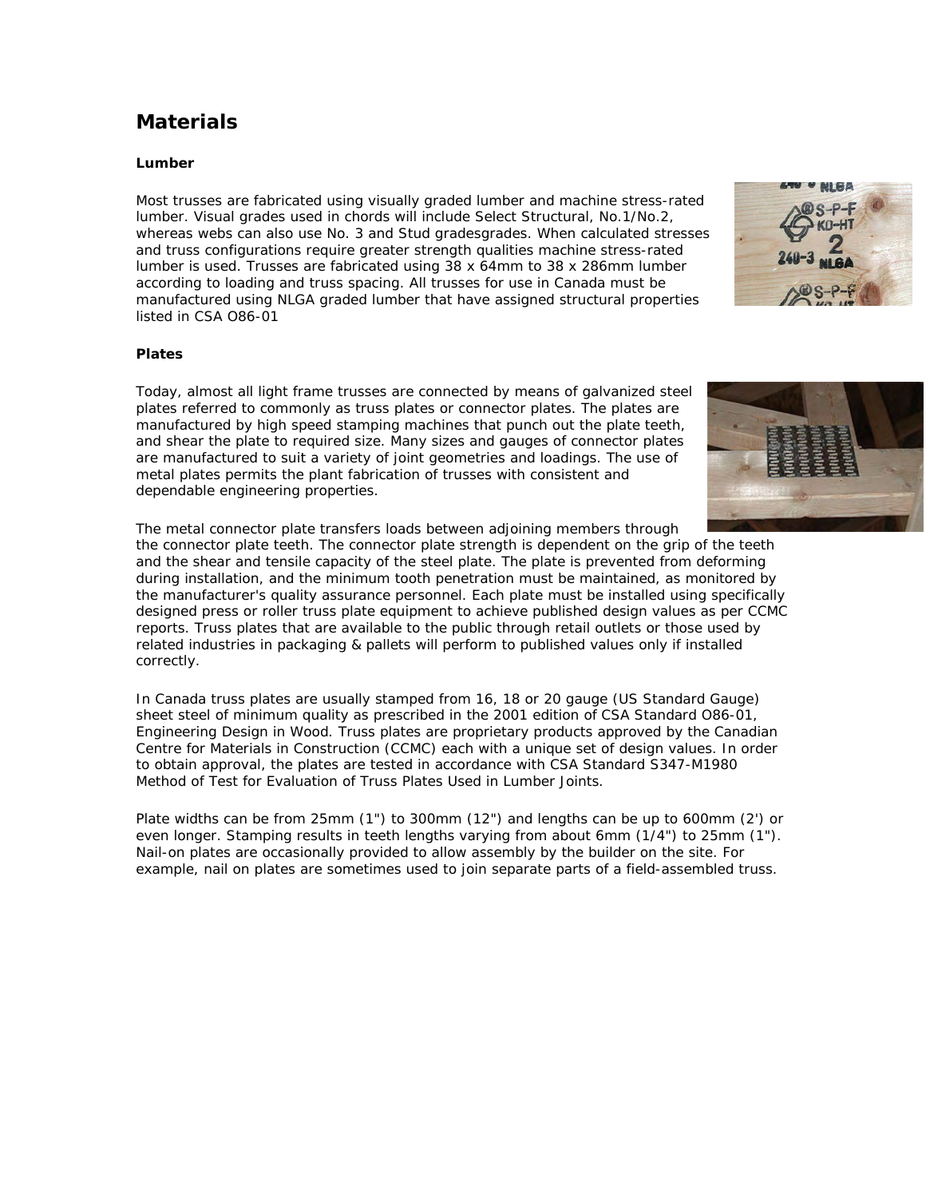# Materials

### Lumber

Most trusses are fabricated using visually graded lumber and machine stress-rated lumber. Visual grades used in chords will include Select Structural, No.1/No.2, whereas webs can also use No. 3 and Stud gradesgrades. When calculated stresses and truss configurations require greater strength qualities machine stress-rated lumber is used. Trusses are fabricated using 38 x 64mm to 38 x 286mm lumber according to loading and truss spacing. All trusses for use in Canada must be manufactured using NLGA graded lumber that have assigned structural properties listed in CSA O86-01

### Plates

Today, almost all light frame trusses are connected by means of galvanized steel plates referred to commonly as truss plates or connector plates. The plates are manufactured by high speed stamping machines that punch out the plate teeth, and shear the plate to required size. Many sizes and gauges of connector plates are manufactured to suit a variety of joint geometries and loadings. The use of metal plates permits the plant fabrication of trusses with consistent and dependable engineering properties.

The metal connector plate transfers loads between adjoining members through the connector plate teeth. The connector plate strength is dependent on the grip of the teeth and the shear and tensile capacity of the steel plate. The plate is prevented from deforming during installation, and the minimum tooth penetration must be maintained, as monitored by the manufacturer's quality assurance personnel. Each plate must be installed using specifically designed press or roller truss plate equipment to achieve published design values as per CCMC reports. Truss plates that are available to the public through retail outlets or those used by related industries in packaging & pallets will perform to published values only if installed correctly.

In Canada truss plates are usually stamped from 16, 18 or 20 gauge (US Standard Gauge) sheet steel of minimum quality as prescribed in the 2001 edition of CSA Standard O86-01, Engineering Design in Wood. Truss plates are proprietary products approved by the Canadian Centre for Materials in Construction (CCMC) each with a unique set of design values. In order to obtain approval, the plates are tested in accordance with CSA Standard S347-M1980 Method of Test for Evaluation of Truss Plates Used in Lumber Joints.

Plate widths can be from 25mm (1") to 300mm (12") and lengths can be up to 600mm (2') or even longer. Stamping results in teeth lengths varying from about 6mm (1/4") to 25mm (1"). Nail-on plates are occasionally provided to allow assembly by the builder on the site. For example, nail on plates are sometimes used to join separate parts of a field-assembled truss.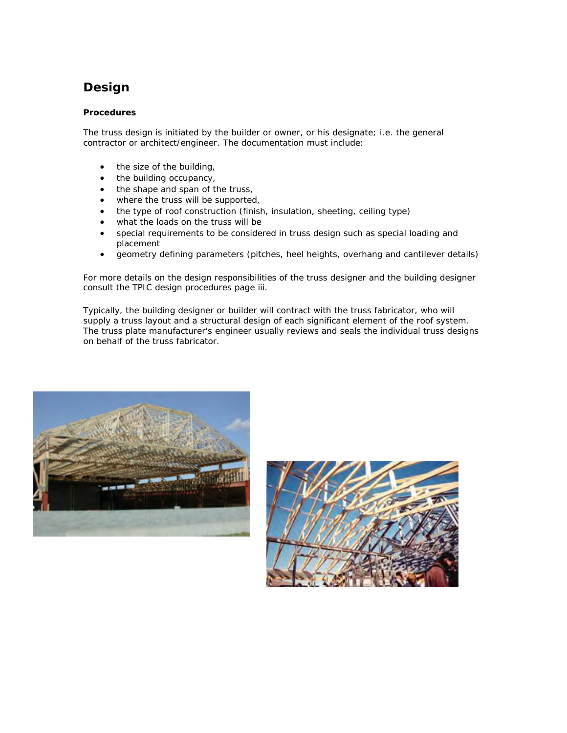## Design

### Procedures

The truss design is initiated by the builder or owner, or his designate; i.e. the general contractor or architect/engineer. The documentation must include:

- the size of the building,
- the building occupancy,
- the shape and span of the truss,
- where the truss will be supported,
- the type of roof construction (finish, insulation, sheeting, ceiling type)
- what the loads on the truss will be
- special requirements to be considered in truss design such as special loading and placement
- geometry defining parameters (pitches, heel heights, overhang and cantilever details)

For more details on the design responsibilities of the truss designer and the building designer consult the TPIC design procedures page iii.

Typically, the building designer or builder will contract with the truss fabricator, who will supply a truss layout and a structural design of each significant element of the roof system. The truss plate manufacturer's engineer usually reviews and seals the individual truss designs on behalf of the truss fabricator.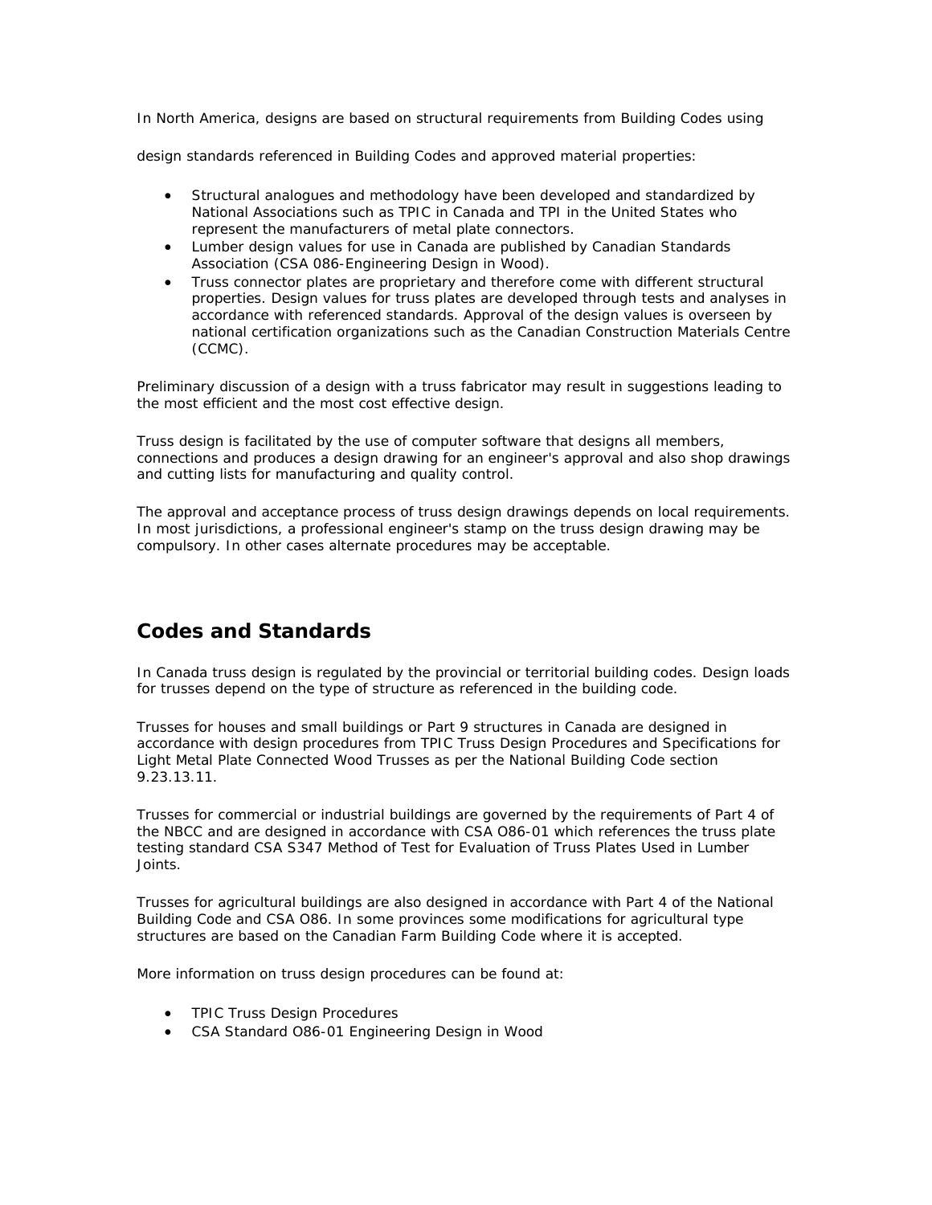In North America, designs are based on structural requirements from Building Codes using

design standards referenced in Building Codes and approved material properties:

- Structural analogues and methodology have been developed and standardized by National Associations such as TPIC in Canada and TPI in the United States who represent the manufacturers of metal plate connectors.
- Lumber design values for use in Canada are published by Canadian Standards Association (CSA 086-Engineering Design in Wood).
- Truss connector plates are proprietary and therefore come with different structural properties. Design values for truss plates are developed through tests and analyses in accordance with referenced standards. Approval of the design values is overseen by national certification organizations such as the Canadian Construction Materials Centre (CCMC).

Preliminary discussion of a design with a truss fabricator may result in suggestions leading to the most efficient and the most cost effective design.

Truss design is facilitated by the use of computer software that designs all members, connections and produces a design drawing for an engineer's approval and also shop drawings and cutting lists for manufacturing and quality control.

The approval and acceptance process of truss design drawings depends on local requirements. In most jurisdictions, a professional engineer's stamp on the truss design drawing may be compulsory. In other cases alternate procedures may be acceptable.

## Codes and Standards

In Canada truss design is regulated by the provincial or territorial building codes. Design loads for trusses depend on the type of structure as referenced in the building code.

Trusses for houses and small buildings or Part 9 structures in Canada are designed in accordance with design procedures from TPIC Truss Design Procedures and Specifications for Light Metal Plate Connected Wood Trusses as per the National Building Code section 9.23.13.11.

Trusses for commercial or industrial buildings are governed by the requirements of Part 4 of the NBCC and are designed in accordance with CSA O86-01 which references the truss plate testing standard CSA S347 Method of Test for Evaluation of Truss Plates Used in Lumber Joints.

Trusses for agricultural buildings are also designed in accordance with Part 4 of the National Building Code and CSA O86. In some provinces some modifications for agricultural type structures are based on the Canadian Farm Building Code where it is accepted.

More information on truss design procedures can be found at:

- TPIC Truss Design Procedures
- CSA Standard O86-01 Engineering Design in Wood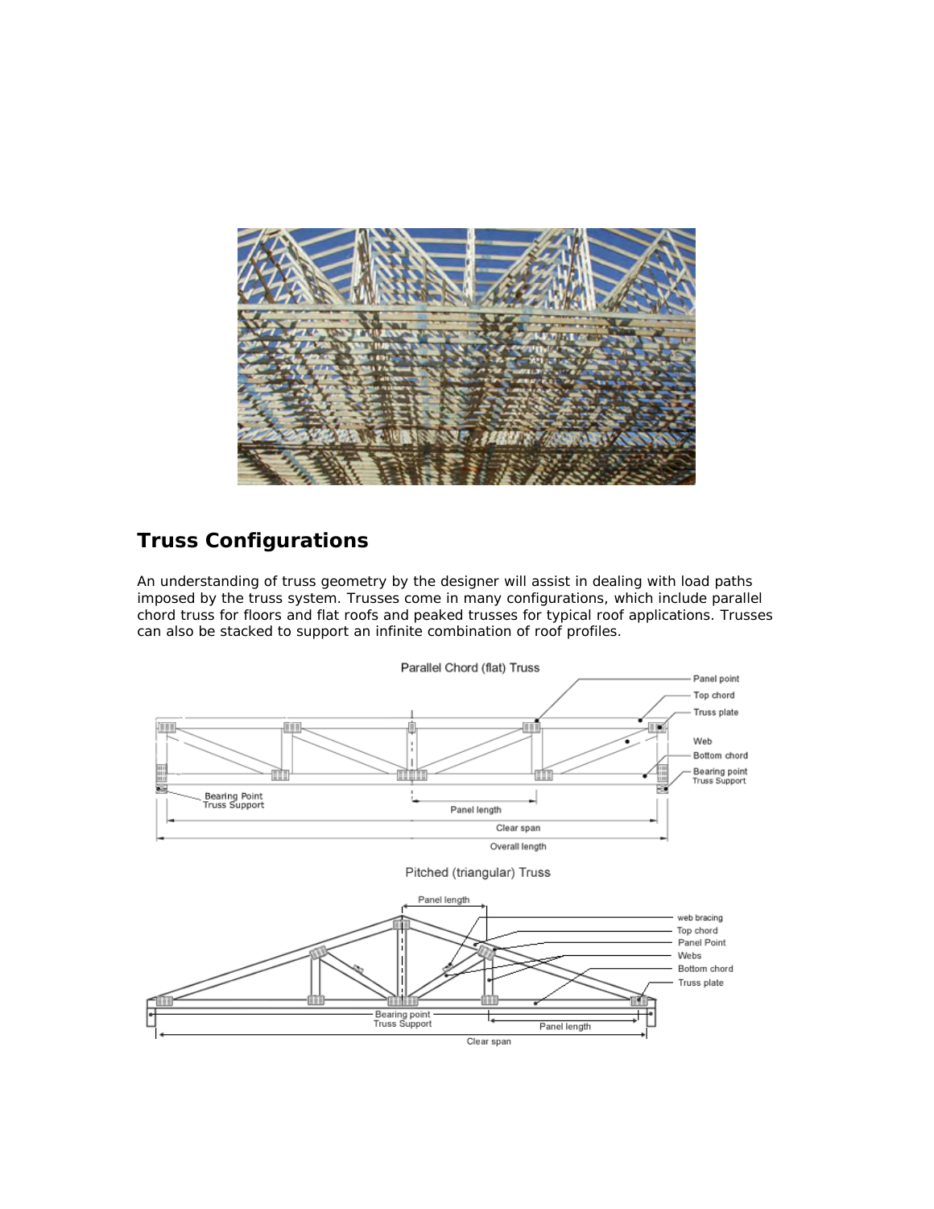## Truss Configurations

An understanding of truss geometry by the designer will assist in dealing with load paths imposed by the truss system. Trusses come in many configurations, which include parallel chord truss for floors and flat roofs and peaked trusses for typical roof applications. Trusses can also be stacked to support an infinite combination of roof profiles.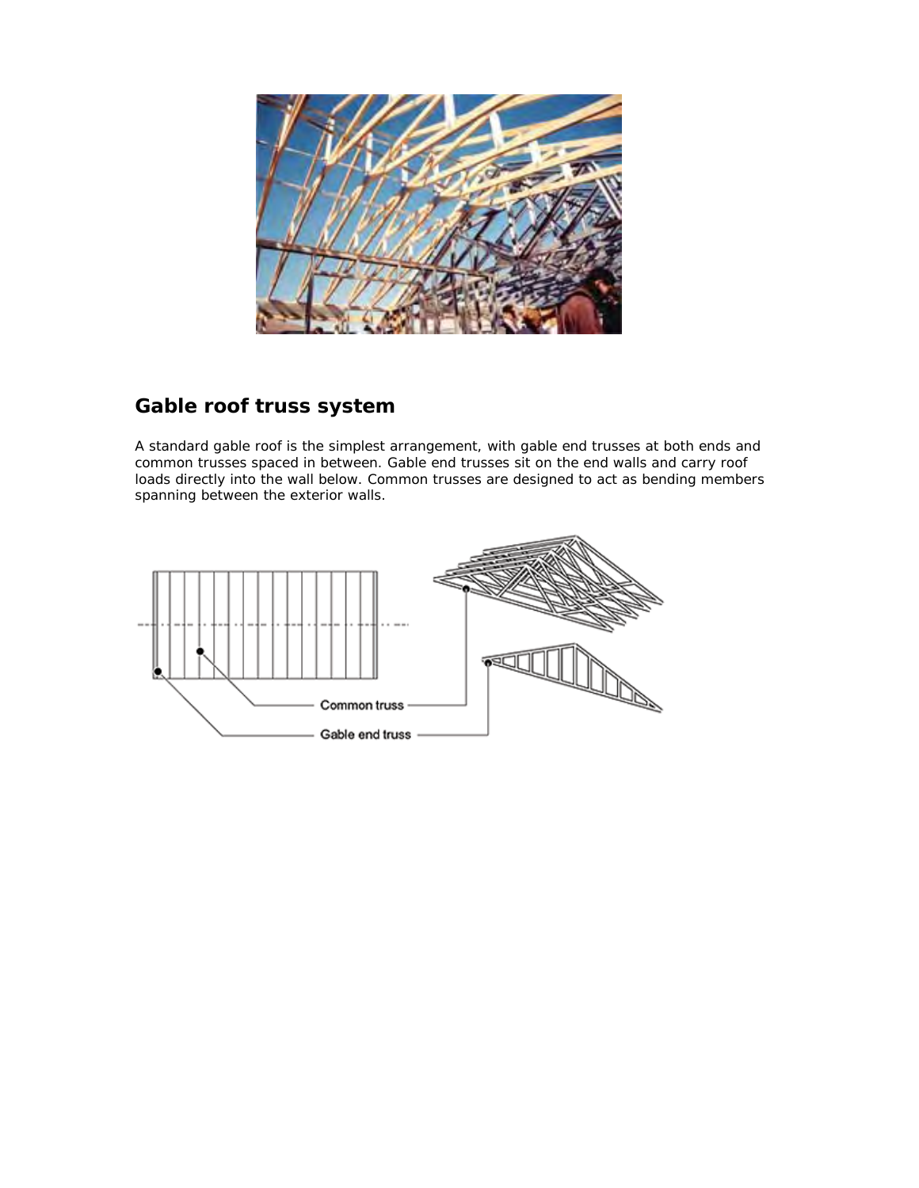## Gable roof truss system

A standard gable roof is the simplest arrangement, with gable end trusses at both ends and common trusses spaced in between. Gable end trusses sit on the end walls and carry roof loads directly into the wall below. Common trusses are designed to act as bending members spanning between the exterior walls.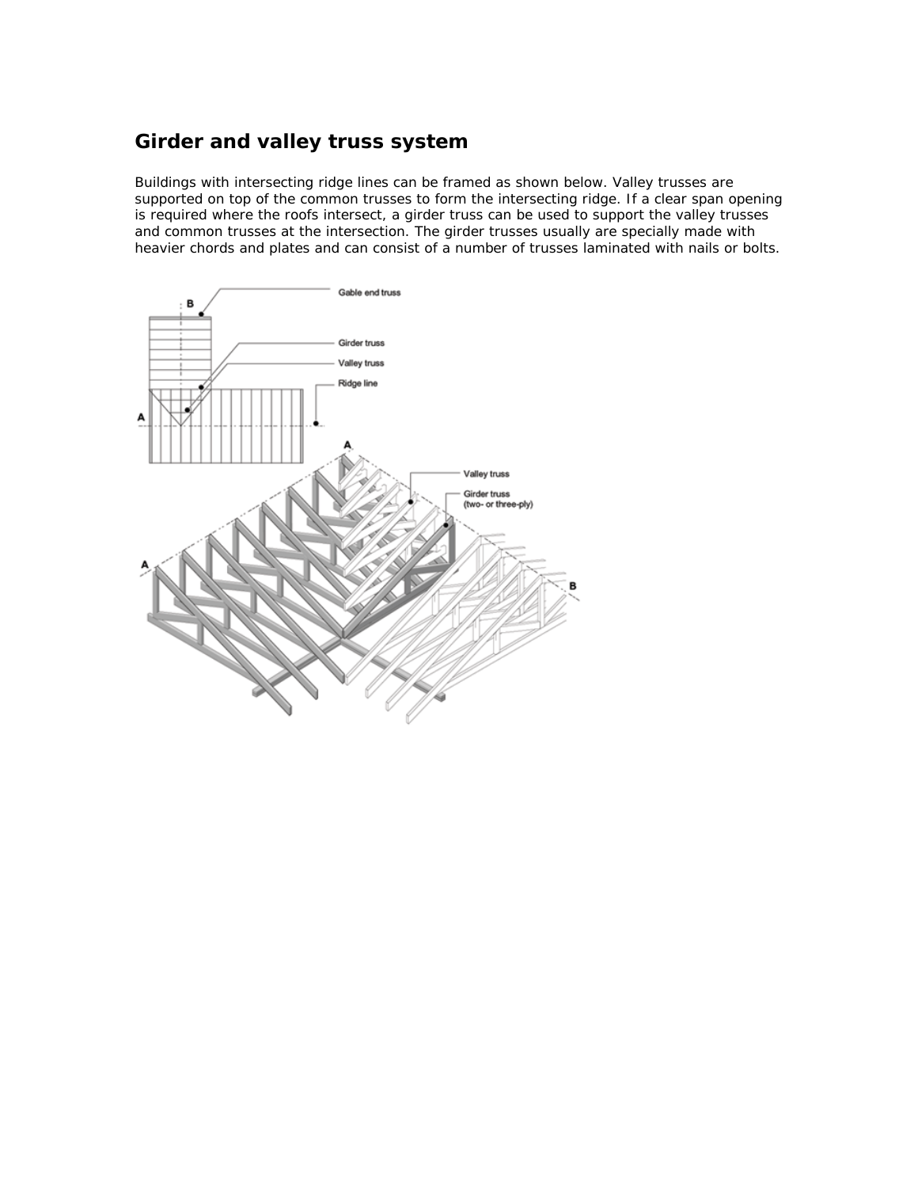## Girder and valley truss system

Buildings with intersecting ridge lines can be framed as shown below. Valley trusses are supported on top of the common trusses to form the intersecting ridge. If a clear span opening is required where the roofs intersect, a girder truss can be used to support the valley trusses and common trusses at the intersection. The girder trusses usually are specially made with heavier chords and plates and can consist of a number of trusses laminated with nails or bolts.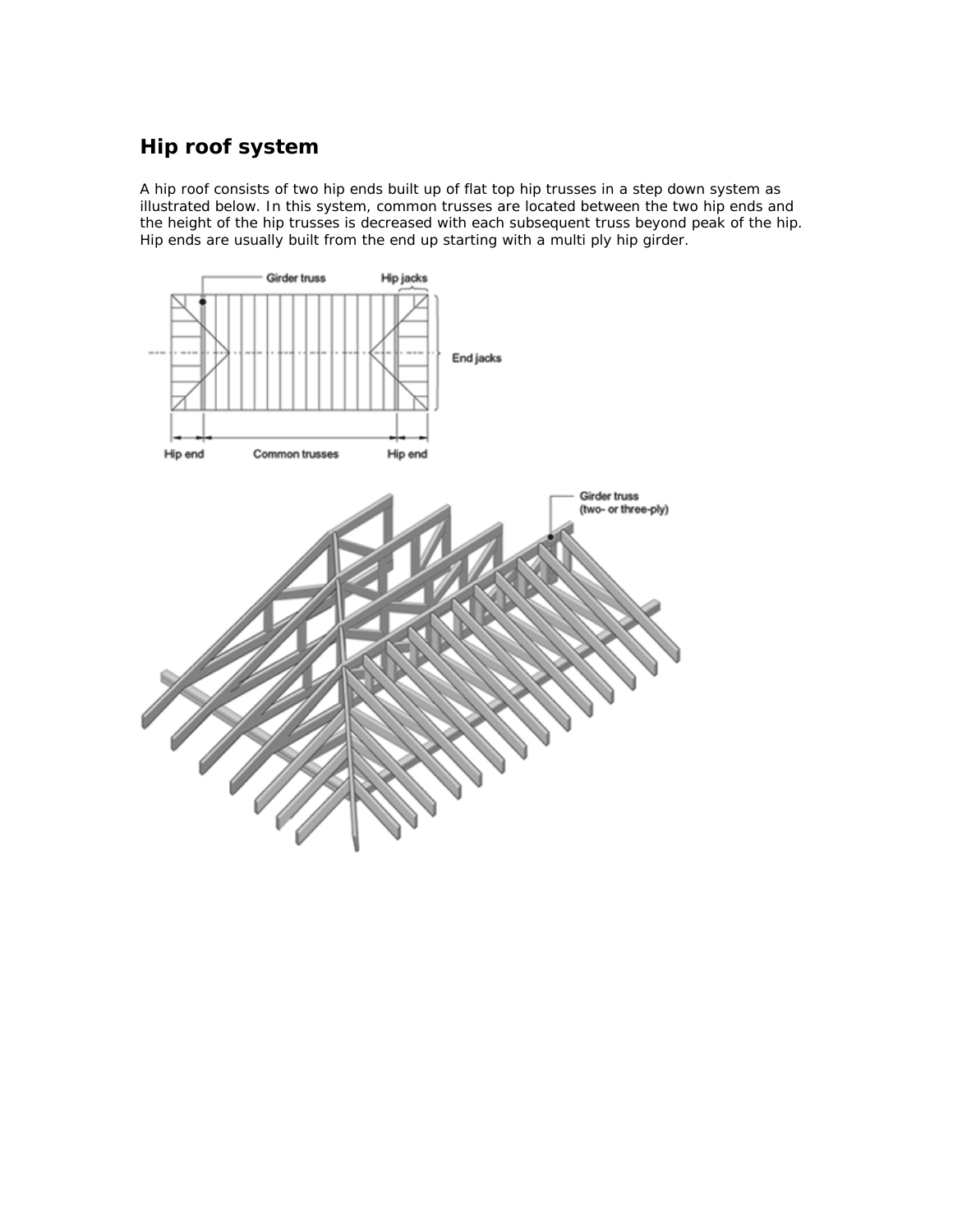## Hip roof system

A hip roof consists of two hip ends built up of flat top hip trusses in a step down system as illustrated below. In this system, common trusses are located between the two hip ends and the height of the hip trusses is decreased with each subsequent truss beyond peak of the hip. Hip ends are usually built from the end up starting with a multi ply hip girder.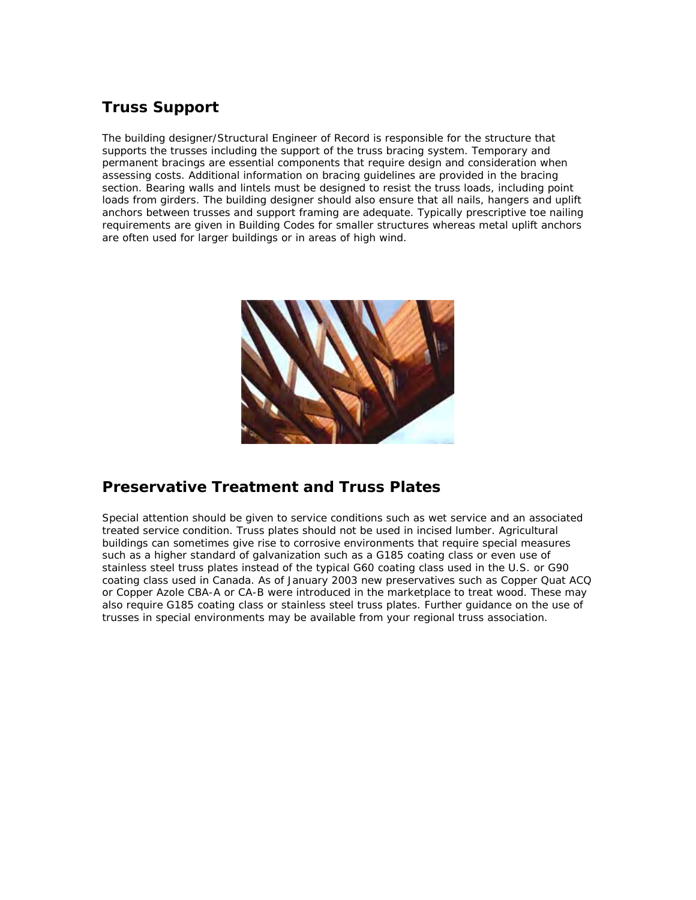## Truss Support

The building designer/Structural Engineer of Record is responsible for the structure that supports the trusses including the support of the truss bracing system. Temporary and permanent bracings are essential components that require design and consideration when assessing costs. Additional information on bracing guidelines are provided in the bracing section. Bearing walls and lintels must be designed to resist the truss loads, including point loads from girders. The building designer should also ensure that all nails, hangers and uplift anchors between trusses and support framing are adequate. Typically prescriptive toe nailing requirements are given in Building Codes for smaller structures whereas metal uplift anchors are often used for larger buildings or in areas of high wind.

## Preservative Treatment and Truss Plates

Special attention should be given to service conditions such as wet service and an associated treated service condition. Truss plates should not be used in incised lumber. Agricultural buildings can sometimes give rise to corrosive environments that require special measures such as a higher standard of galvanization such as a G185 coating class or even use of stainless steel truss plates instead of the typical G60 coating class used in the U.S. or G90 coating class used in Canada. As of January 2003 new preservatives such as Copper Quat ACQ or Copper Azole CBA-A or CA-B were introduced in the marketplace to treat wood. These may also require G185 coating class or stainless steel truss plates. Further guidance on the use of trusses in special environments may be available from your regional truss association.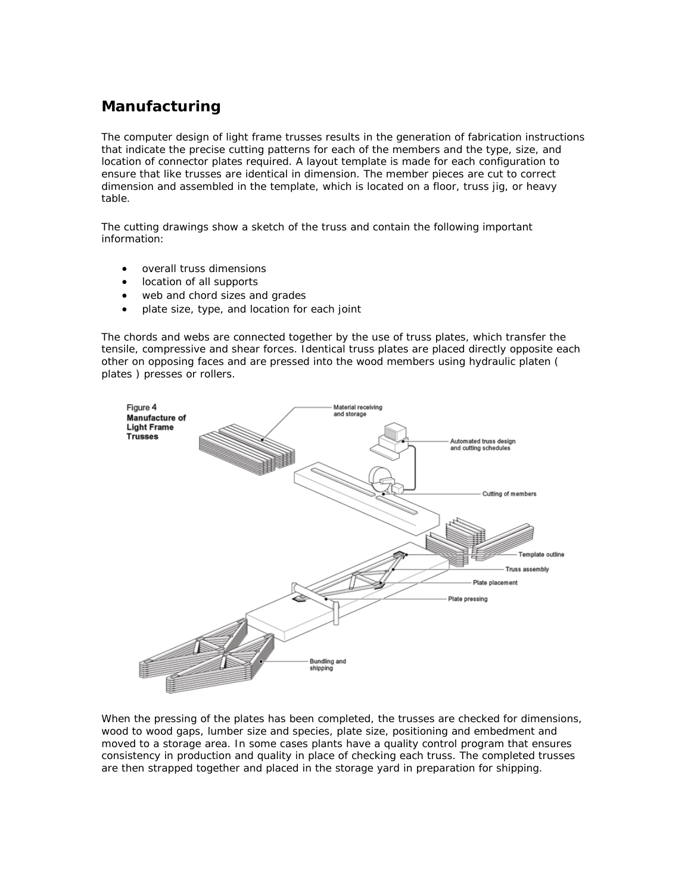## Manufacturing

The computer design of light frame trusses results in the generation of fabrication instructions that indicate the precise cutting patterns for each of the members and the type, size, and location of connector plates required. A layout template is made for each configuration to ensure that like trusses are identical in dimension. The member pieces are cut to correct dimension and assembled in the template, which is located on a floor, truss jig, or heavy table.

The cutting drawings show a sketch of the truss and contain the following important information:

- overall truss dimensions
- location of all supports
- web and chord sizes and grades
- plate size, type, and location for each joint

The chords and webs are connected together by the use of truss plates, which transfer the tensile, compressive and shear forces. Identical truss plates are placed directly opposite each other on opposing faces and are pressed into the wood members using hydraulic platen ( plates ) presses or rollers.

Figure 4
**Manufacture of Light Frame Trusses**

Material receiving and storage

Automated truss design and cutting schedules

Cutting of members

Template outline

Truss assembly

Plate placement

Plate pressing

Bundling and shipping

When the pressing of the plates has been completed, the trusses are checked for dimensions, wood to wood gaps, lumber size and species, plate size, positioning and embedment and moved to a storage area. In some cases plants have a quality control program that ensures consistency in production and quality in place of checking each truss. The completed trusses are then strapped together and placed in the storage yard in preparation for shipping.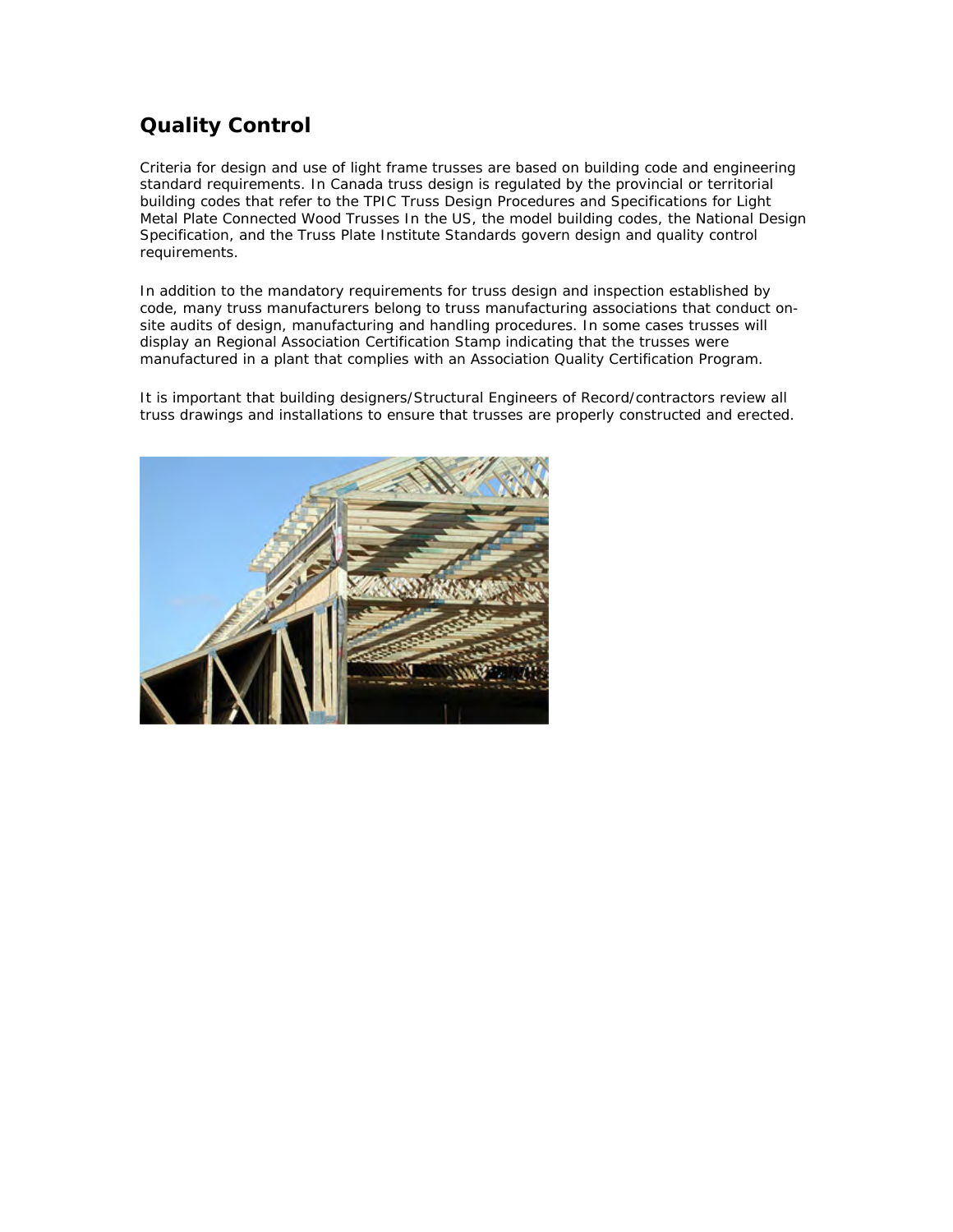## Quality Control

Criteria for design and use of light frame trusses are based on building code and engineering standard requirements. In Canada truss design is regulated by the provincial or territorial building codes that refer to the TPIC Truss Design Procedures and Specifications for Light Metal Plate Connected Wood Trusses In the US, the model building codes, the National Design Specification, and the Truss Plate Institute Standards govern design and quality control requirements.

In addition to the mandatory requirements for truss design and inspection established by code, many truss manufacturers belong to truss manufacturing associations that conduct on-site audits of design, manufacturing and handling procedures. In some cases trusses will display an Regional Association Certification Stamp indicating that the trusses were manufactured in a plant that complies with an Association Quality Certification Program.

It is important that building designers/Structural Engineers of Record/contractors review all truss drawings and installations to ensure that trusses are properly constructed and erected.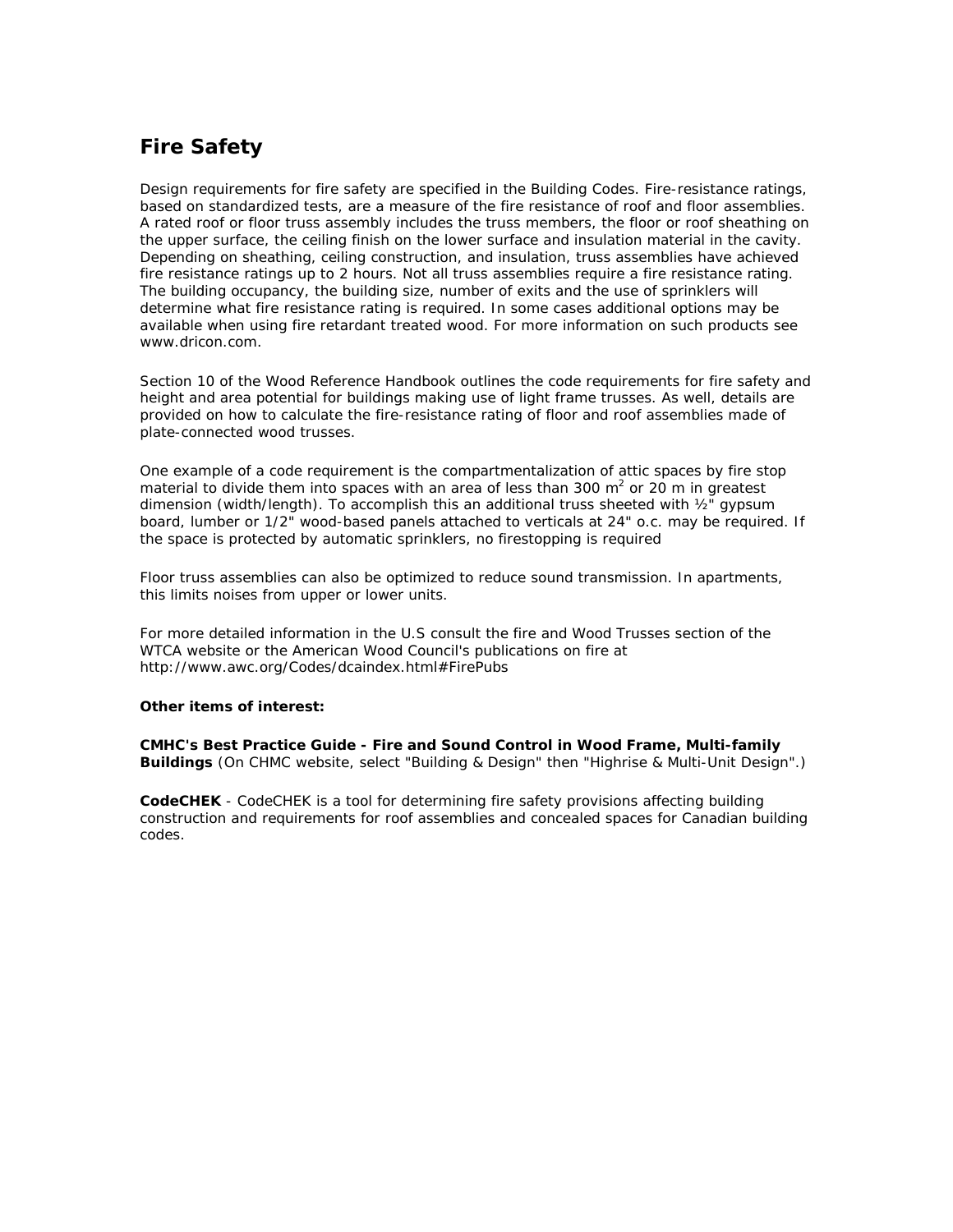## Fire Safety

Design requirements for fire safety are specified in the Building Codes. Fire-resistance ratings, based on standardized tests, are a measure of the fire resistance of roof and floor assemblies. A rated roof or floor truss assembly includes the truss members, the floor or roof sheathing on the upper surface, the ceiling finish on the lower surface and insulation material in the cavity. Depending on sheathing, ceiling construction, and insulation, truss assemblies have achieved fire resistance ratings up to 2 hours. Not all truss assemblies require a fire resistance rating. The building occupancy, the building size, number of exits and the use of sprinklers will determine what fire resistance rating is required. In some cases additional options may be available when using fire retardant treated wood. For more information on such products see www.dricon.com.

Section 10 of the Wood Reference Handbook outlines the code requirements for fire safety and height and area potential for buildings making use of light frame trusses. As well, details are provided on how to calculate the fire-resistance rating of floor and roof assemblies made of plate-connected wood trusses.

One example of a code requirement is the compartmentalization of attic spaces by fire stop material to divide them into spaces with an area of less than 300 $m^2$ or 20 m in greatest dimension (width/length). To accomplish this an additional truss sheeted with ½" gypsum board, lumber or 1/2" wood-based panels attached to verticals at 24" o.c. may be required. If the space is protected by automatic sprinklers, no firestopping is required

Floor truss assemblies can also be optimized to reduce sound transmission. In apartments, this limits noises from upper or lower units.

For more detailed information in the U.S consult the fire and Wood Trusses section of the WTCA website or the American Wood Council's publications on fire at http://www.awc.org/Codes/dcaindex.html#FirePubs

**Other items of interest:**

**CMHC's Best Practice Guide - Fire and Sound Control in Wood Frame, Multi-family Buildings** (On CHMC website, select "Building & Design" then "Highrise & Multi-Unit Design".)

**CodeCHEK** - CodeCHEK is a tool for determining fire safety provisions affecting building construction and requirements for roof assemblies and concealed spaces for Canadian building codes.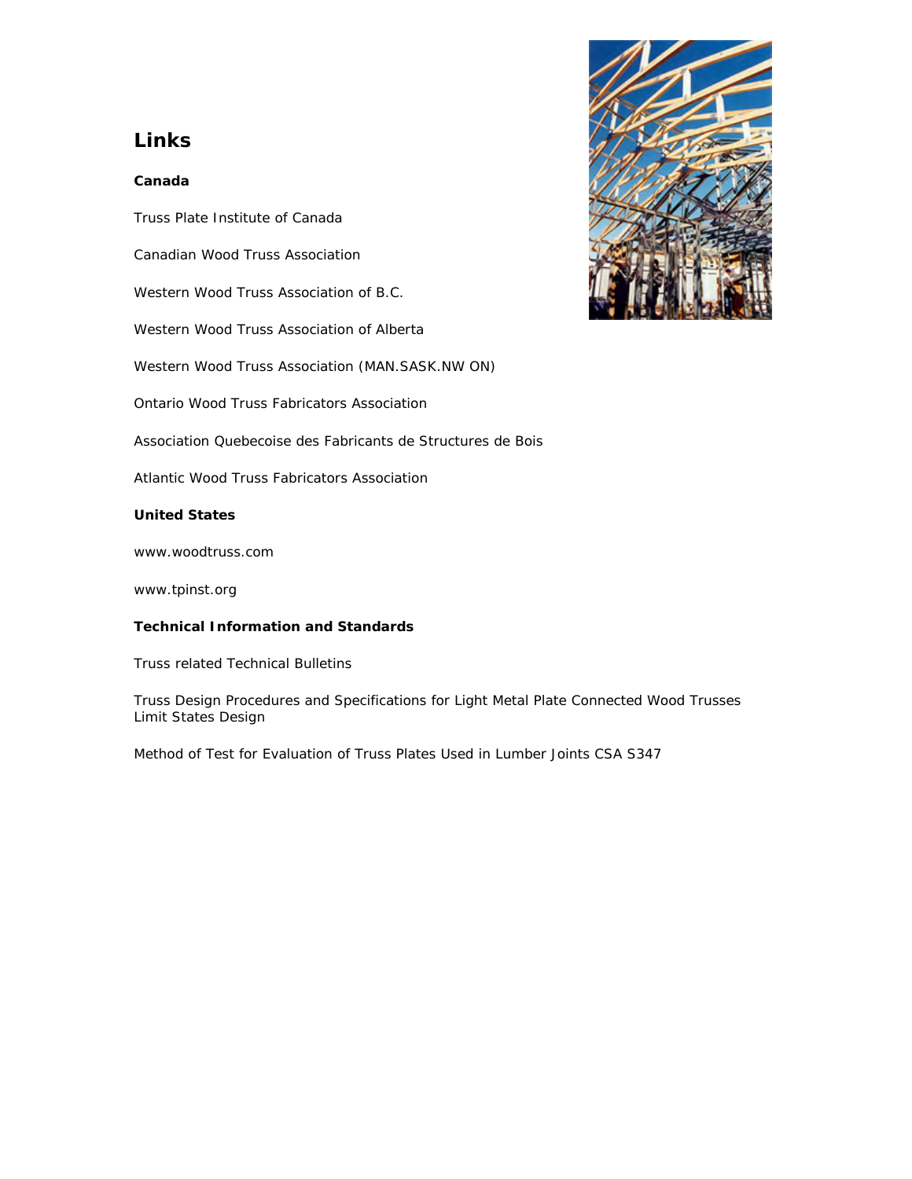## Links

### Canada

Truss Plate Institute of Canada

Canadian Wood Truss Association

Western Wood Truss Association of B.C.

Western Wood Truss Association of Alberta

Western Wood Truss Association (MAN.SASK.NW ON)

Ontario Wood Truss Fabricators Association

Association Quebecoise des Fabricants de Structures de Bois

Atlantic Wood Truss Fabricators Association

### United States

www.woodtruss.com

www.tpinst.org

### Technical Information and Standards

Truss related Technical Bulletins

Truss Design Procedures and Specifications for Light Metal Plate Connected Wood Trusses Limit States Design

Method of Test for Evaluation of Truss Plates Used in Lumber Joints CSA S347